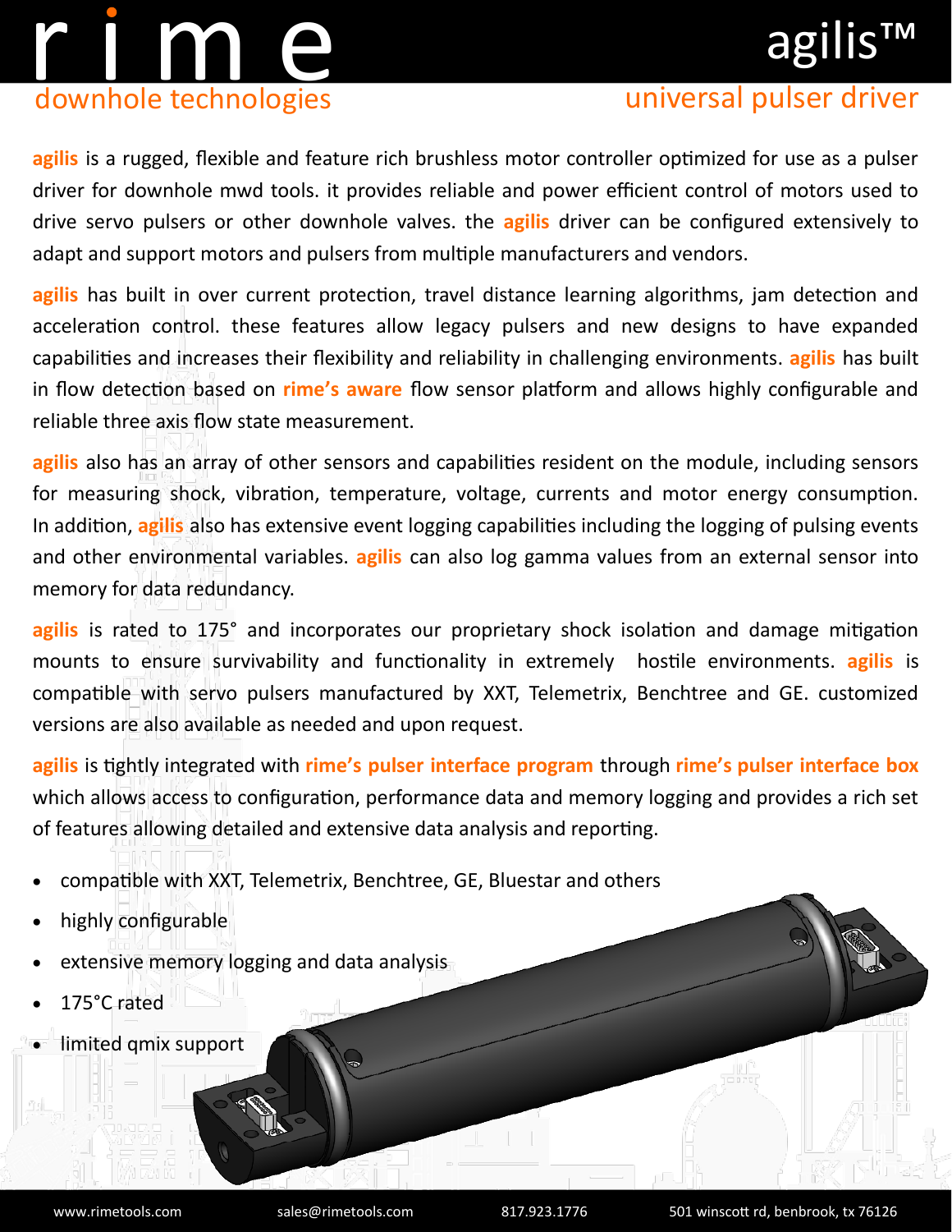# rime

downhole technologies

# agilis™

## universal pulser driver

**agilis** is a rugged, flexible and feature rich brushless motor controller optimized for use as a pulser driver for downhole mwd tools. it provides reliable and power efficient control of motors used to drive servo pulsers or other downhole valves. the **agilis** driver can be configured extensively to adapt and support motors and pulsers from multiple manufacturers and vendors.

**agilis** has built in over current protection, travel distance learning algorithms, jam detection and acceleration control. these features allow legacy pulsers and new designs to have expanded capabilities and increases their flexibility and reliability in challenging environments. **agilis** has built in flow detection based on **rime's aware** flow sensor platform and allows highly configurable and reliable three axis flow state measurement.

**agilis** also has an array of other sensors and capabilities resident on the module, including sensors for measuring shock, vibration, temperature, voltage, currents and motor energy consumption. In addition, **agilis** also has extensive event logging capabilities including the logging of pulsing events and other environmental variables. **agilis** can also log gamma values from an external sensor into memory for data redundancy.

**agilis** is rated to 175° and incorporates our proprietary shock isolation and damage mitigation mounts to ensure survivability and functionality in extremely hostile environments. **agilis** is compatible with servo pulsers manufactured by XXT, Telemetrix, Benchtree and GE. customized versions are also available as needed and upon request.

**agilis** is tightly integrated with **rime's pulser interface program** through **rime's pulser interface box** which allows access to configuration, performance data and memory logging and provides a rich set of features allowing detailed and extensive data analysis and reporting.

- compatible with XXT, Telemetrix, Benchtree, GE, Bluestar and others
- highly configurable
- extensive memory logging and data analysis
- 175°C rated
- limited qmix support

www.rimetools.com sales@rimetools.com 817.923.1776 501 winscott rd, benbrook, tx 76126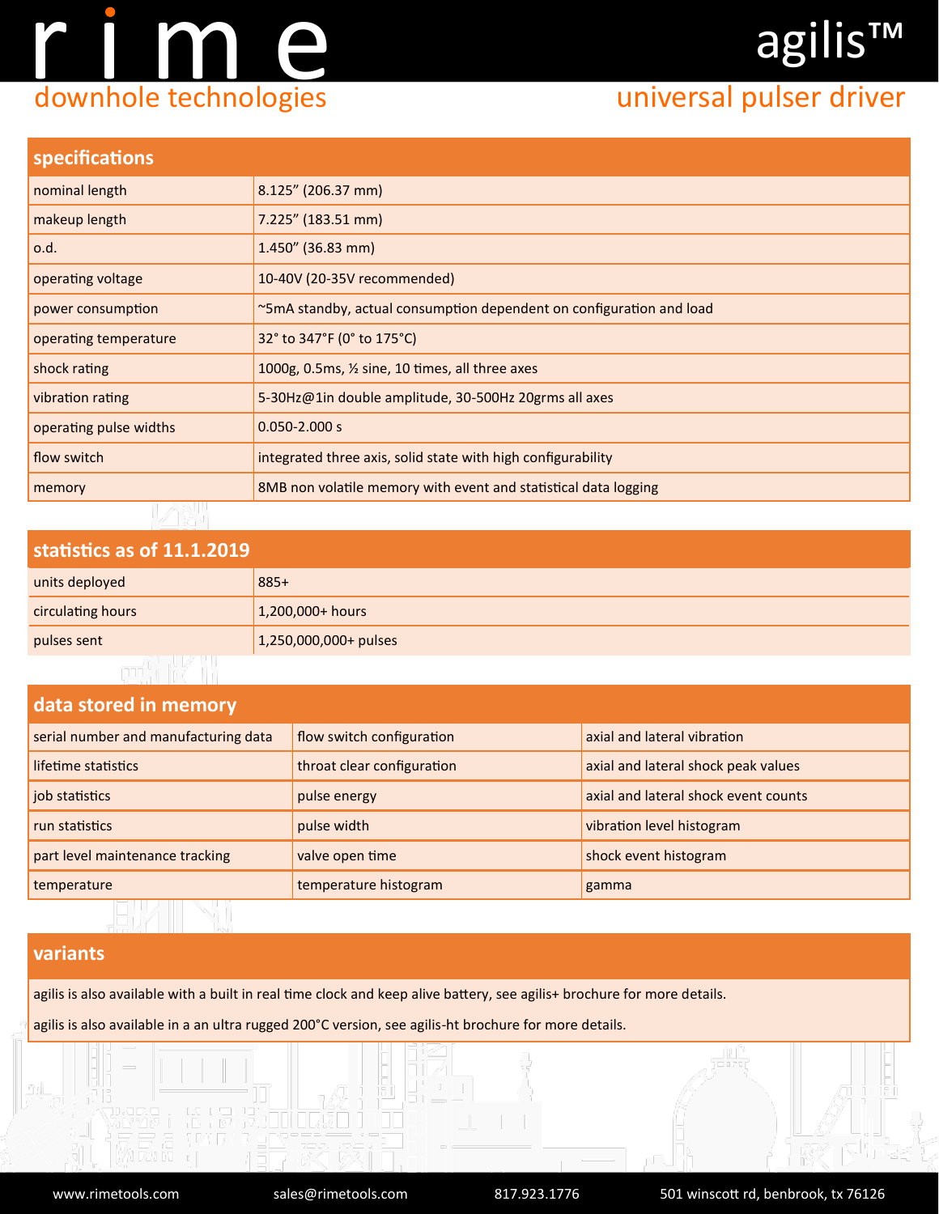# rime

downhole technologies

# agilis™

universal pulser driver

## specifications

| | |
|---|---|
| nominal length | 8.125" (206.37 mm) |
| makeup length | 7.225" (183.51 mm) |
| o.d. | 1.450" (36.83 mm) |
| operating voltage | 10-40V (20-35V recommended) |
| power consumption | ~5mA standby, actual consumption dependent on configuration and load |
| operating temperature | 32° to 347°F (0° to 175°C) |
| shock rating | 1000g, 0.5ms, ½ sine, 10 times, all three axes |
| vibration rating | 5-30Hz@1in double amplitude, 30-500Hz 20grms all axes |
| operating pulse widths | 0.050-2.000 s |
| flow switch | integrated three axis, solid state with high configurability |
| memory | 8MB non volatile memory with event and statistical data logging |

## statistics as of 11.1.2019

| | |
|---|---|
| units deployed | 885+ |
| circulating hours | 1,200,000+ hours |
| pulses sent | 1,250,000,000+ pulses |

## data stored in memory

| | | |
|---|---|---|
| serial number and manufacturing data | flow switch configuration | axial and lateral vibration |
| lifetime statistics | throat clear configuration | axial and lateral shock peak values |
| job statistics | pulse energy | axial and lateral shock event counts |
| run statistics | pulse width | vibration level histogram |
| part level maintenance tracking | valve open time | shock event histogram |
| temperature | temperature histogram | gamma |

## variants

agilis is also available with a built in real time clock and keep alive battery, see agilis+ brochure for more details.

agilis is also available in a an ultra rugged 200°C version, see agilis-ht brochure for more details.

www.rimetools.com sales@rimetools.com 817.923.1776 501 winscott rd, benbrook, tx 76126